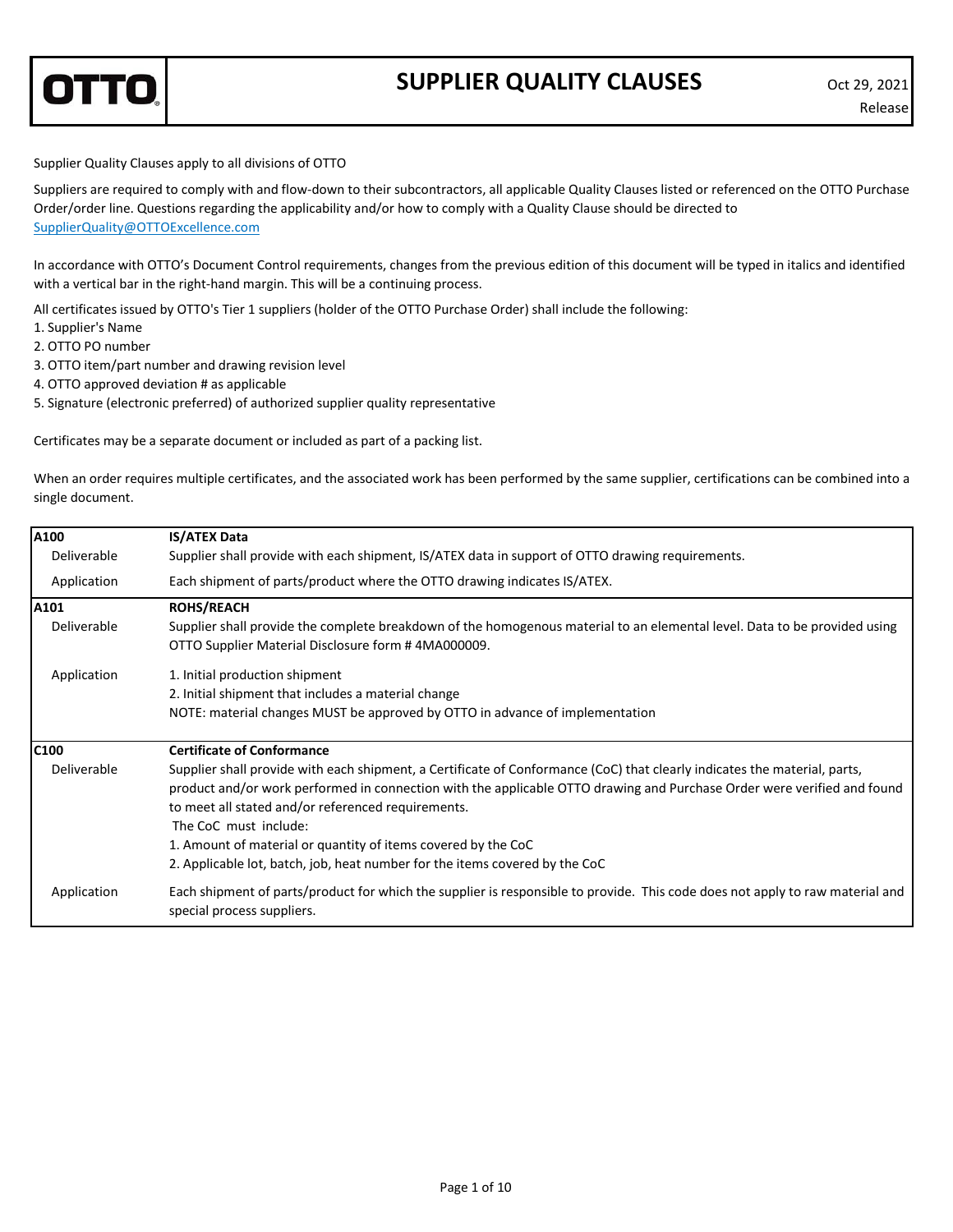# SUPPLIER QUALITY CLAUSES

Oct 29, 2021
Release

Supplier Quality Clauses apply to all divisions of OTTO

Suppliers are required to comply with and flow-down to their subcontractors, all applicable Quality Clauses listed or referenced on the OTTO Purchase Order/order line. Questions regarding the applicability and/or how to comply with a Quality Clause should be directed to SupplierQuality@OTTOExcellence.com

In accordance with OTTO's Document Control requirements, changes from the previous edition of this document will be typed in italics and identified with a vertical bar in the right-hand margin. This will be a continuing process.

All certificates issued by OTTO's Tier 1 suppliers (holder of the OTTO Purchase Order) shall include the following:

1. Supplier's Name
2. OTTO PO number
3. OTTO item/part number and drawing revision level
4. OTTO approved deviation # as applicable
5. Signature (electronic preferred) of authorized supplier quality representative

Certificates may be a separate document or included as part of a packing list.

When an order requires multiple certificates, and the associated work has been performed by the same supplier, certifications can be combined into a single document.

| **A100** | **IS/ATEX Data** |
|---|---|
| Deliverable | Supplier shall provide with each shipment, IS/ATEX data in support of OTTO drawing requirements. |
| Application | Each shipment of parts/product where the OTTO drawing indicates IS/ATEX. |
| **A101** | **ROHS/REACH** |
| Deliverable | Supplier shall provide the complete breakdown of the homogenous material to an elemental level. Data to be provided using OTTO Supplier Material Disclosure form # 4MA000009. |
| Application | 1. Initial production shipment<br>2. Initial shipment that includes a material change<br>NOTE: material changes MUST be approved by OTTO in advance of implementation |
| **C100** | **Certificate of Conformance** |
| Deliverable | Supplier shall provide with each shipment, a Certificate of Conformance (CoC) that clearly indicates the material, parts, product and/or work performed in connection with the applicable OTTO drawing and Purchase Order were verified and found to meet all stated and/or referenced requirements.<br>The CoC must include:<br>1. Amount of material or quantity of items covered by the CoC<br>2. Applicable lot, batch, job, heat number for the items covered by the CoC |
| Application | Each shipment of parts/product for which the supplier is responsible to provide. This code does not apply to raw material and special process suppliers. |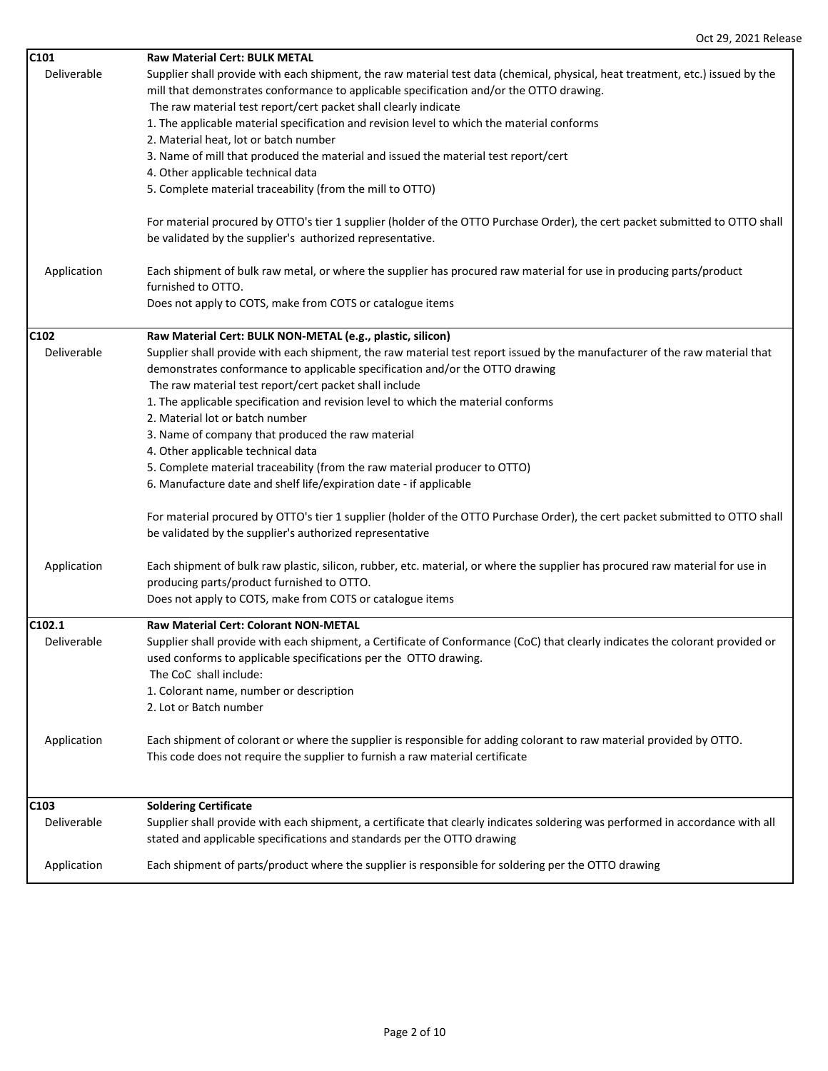| | |
|---|---|
| **C101** | **Raw Material Cert: BULK METAL** |
| Deliverable | Supplier shall provide with each shipment, the raw material test data (chemical, physical, heat treatment, etc.) issued by the mill that demonstrates conformance to applicable specification and/or the OTTO drawing.<br>The raw material test report/cert packet shall clearly indicate<br>1. The applicable material specification and revision level to which the material conforms<br>2. Material heat, lot or batch number<br>3. Name of mill that produced the material and issued the material test report/cert<br>4. Other applicable technical data<br>5. Complete material traceability (from the mill to OTTO)<br><br>For material procured by OTTO's tier 1 supplier (holder of the OTTO Purchase Order), the cert packet submitted to OTTO shall be validated by the supplier's authorized representative. |
| Application | Each shipment of bulk raw metal, or where the supplier has procured raw material for use in producing parts/product furnished to OTTO.<br>Does not apply to COTS, make from COTS or catalogue items |
| **C102** | **Raw Material Cert: BULK NON-METAL (e.g., plastic, silicon)** |
| Deliverable | Supplier shall provide with each shipment, the raw material test report issued by the manufacturer of the raw material that demonstrates conformance to applicable specification and/or the OTTO drawing<br>The raw material test report/cert packet shall include<br>1. The applicable specification and revision level to which the material conforms<br>2. Material lot or batch number<br>3. Name of company that produced the raw material<br>4. Other applicable technical data<br>5. Complete material traceability (from the raw material producer to OTTO)<br>6. Manufacture date and shelf life/expiration date - if applicable<br><br>For material procured by OTTO's tier 1 supplier (holder of the OTTO Purchase Order), the cert packet submitted to OTTO shall be validated by the supplier's authorized representative |
| Application | Each shipment of bulk raw plastic, silicon, rubber, etc. material, or where the supplier has procured raw material for use in producing parts/product furnished to OTTO.<br>Does not apply to COTS, make from COTS or catalogue items |
| **C102.1** | **Raw Material Cert: Colorant NON-METAL** |
| Deliverable | Supplier shall provide with each shipment, a Certificate of Conformance (CoC) that clearly indicates the colorant provided or used conforms to applicable specifications per the OTTO drawing.<br>The CoC shall include:<br>1. Colorant name, number or description<br>2. Lot or Batch number |
| Application | Each shipment of colorant or where the supplier is responsible for adding colorant to raw material provided by OTTO.<br>This code does not require the supplier to furnish a raw material certificate |
| **C103** | **Soldering Certificate** |
| Deliverable | Supplier shall provide with each shipment, a certificate that clearly indicates soldering was performed in accordance with all stated and applicable specifications and standards per the OTTO drawing |
| Application | Each shipment of parts/product where the supplier is responsible for soldering per the OTTO drawing |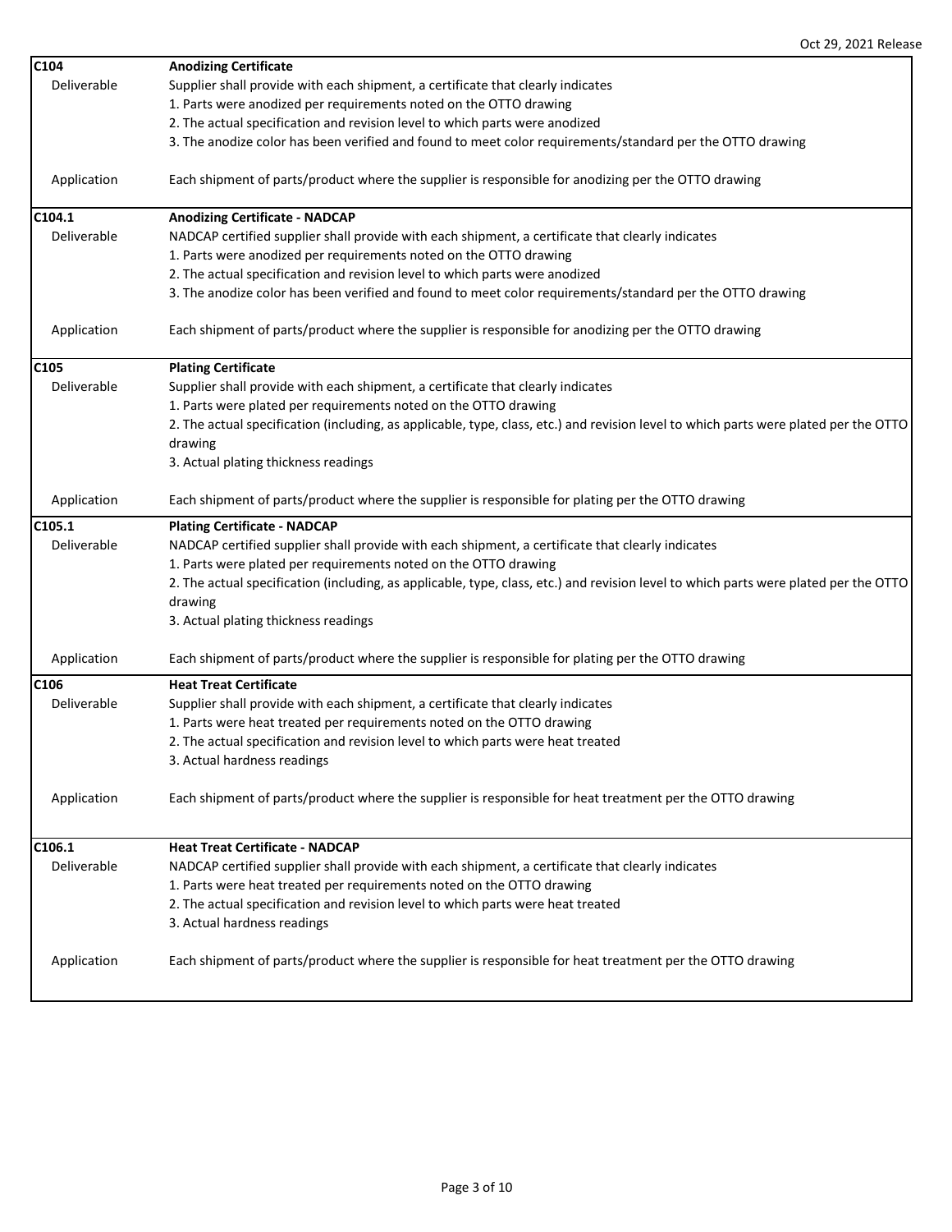| | |
|---|---|
| **C104** | **Anodizing Certificate** |
| Deliverable | Supplier shall provide with each shipment, a certificate that clearly indicates<br>1. Parts were anodized per requirements noted on the OTTO drawing<br>2. The actual specification and revision level to which parts were anodized<br>3. The anodize color has been verified and found to meet color requirements/standard per the OTTO drawing |
| Application | Each shipment of parts/product where the supplier is responsible for anodizing per the OTTO drawing |
| **C104.1** | **Anodizing Certificate - NADCAP** |
| Deliverable | NADCAP certified supplier shall provide with each shipment, a certificate that clearly indicates<br>1. Parts were anodized per requirements noted on the OTTO drawing<br>2. The actual specification and revision level to which parts were anodized<br>3. The anodize color has been verified and found to meet color requirements/standard per the OTTO drawing |
| Application | Each shipment of parts/product where the supplier is responsible for anodizing per the OTTO drawing |
| **C105** | **Plating Certificate** |
| Deliverable | Supplier shall provide with each shipment, a certificate that clearly indicates<br>1. Parts were plated per requirements noted on the OTTO drawing<br>2. The actual specification (including, as applicable, type, class, etc.) and revision level to which parts were plated per the OTTO drawing<br>3. Actual plating thickness readings |
| Application | Each shipment of parts/product where the supplier is responsible for plating per the OTTO drawing |
| **C105.1** | **Plating Certificate - NADCAP** |
| Deliverable | NADCAP certified supplier shall provide with each shipment, a certificate that clearly indicates<br>1. Parts were plated per requirements noted on the OTTO drawing<br>2. The actual specification (including, as applicable, type, class, etc.) and revision level to which parts were plated per the OTTO drawing<br>3. Actual plating thickness readings |
| Application | Each shipment of parts/product where the supplier is responsible for plating per the OTTO drawing |
| **C106** | **Heat Treat Certificate** |
| Deliverable | Supplier shall provide with each shipment, a certificate that clearly indicates<br>1. Parts were heat treated per requirements noted on the OTTO drawing<br>2. The actual specification and revision level to which parts were heat treated<br>3. Actual hardness readings |
| Application | Each shipment of parts/product where the supplier is responsible for heat treatment per the OTTO drawing |
| **C106.1** | **Heat Treat Certificate - NADCAP** |
| Deliverable | NADCAP certified supplier shall provide with each shipment, a certificate that clearly indicates<br>1. Parts were heat treated per requirements noted on the OTTO drawing<br>2. The actual specification and revision level to which parts were heat treated<br>3. Actual hardness readings |
| Application | Each shipment of parts/product where the supplier is responsible for heat treatment per the OTTO drawing |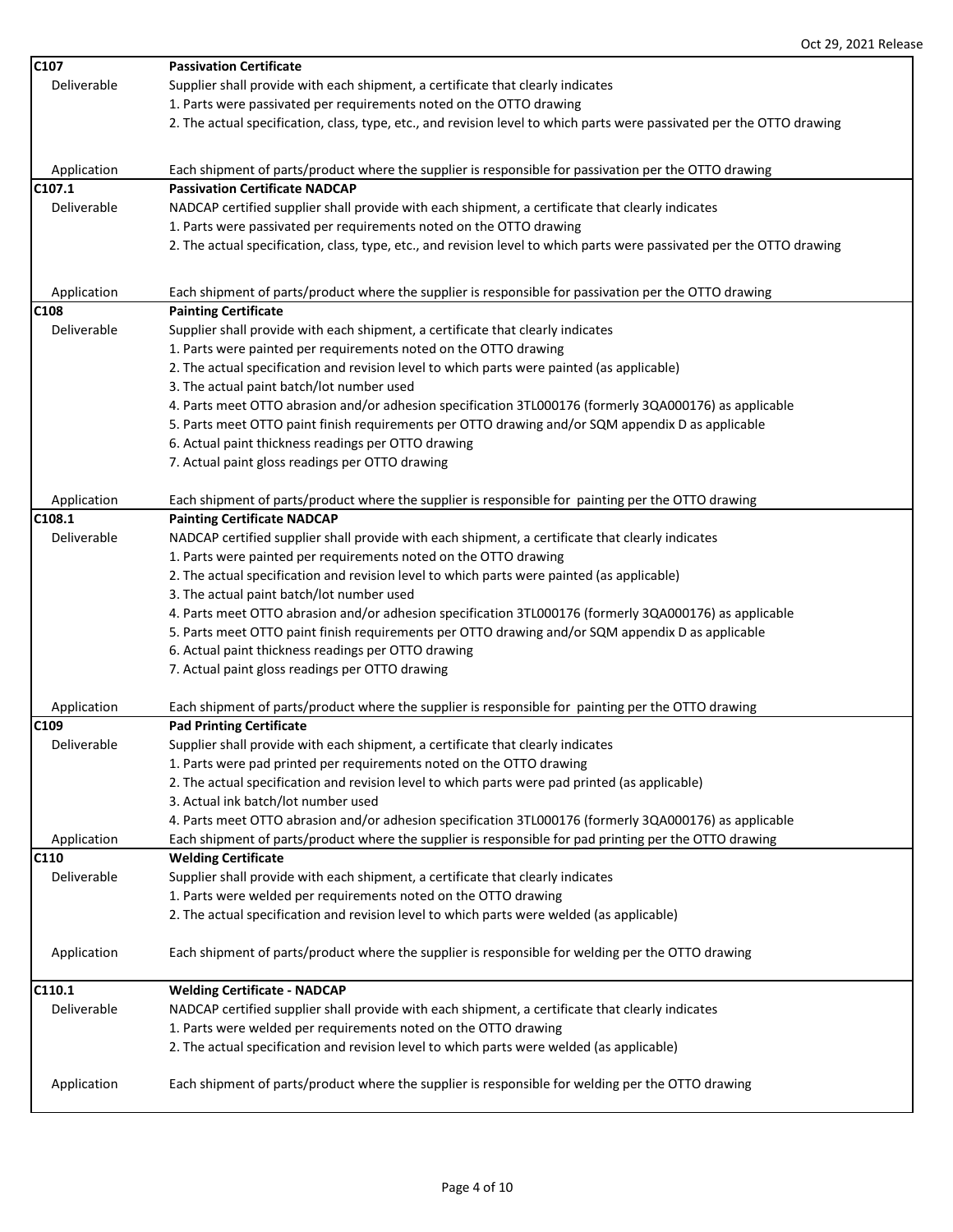Oct 29, 2021 Release

| | |
|---|---|
| **C107** | **Passivation Certificate** |
| Deliverable | Supplier shall provide with each shipment, a certificate that clearly indicates<br>1. Parts were passivated per requirements noted on the OTTO drawing<br>2. The actual specification, class, type, etc., and revision level to which parts were passivated per the OTTO drawing |
| Application | Each shipment of parts/product where the supplier is responsible for passivation per the OTTO drawing |
| **C107.1** | **Passivation Certificate NADCAP** |
| Deliverable | NADCAP certified supplier shall provide with each shipment, a certificate that clearly indicates<br>1. Parts were passivated per requirements noted on the OTTO drawing<br>2. The actual specification, class, type, etc., and revision level to which parts were passivated per the OTTO drawing |
| Application | Each shipment of parts/product where the supplier is responsible for passivation per the OTTO drawing |
| **C108** | **Painting Certificate** |
| Deliverable | Supplier shall provide with each shipment, a certificate that clearly indicates<br>1. Parts were painted per requirements noted on the OTTO drawing<br>2. The actual specification and revision level to which parts were painted (as applicable)<br>3. The actual paint batch/lot number used<br>4. Parts meet OTTO abrasion and/or adhesion specification 3TL000176 (formerly 3QA000176) as applicable<br>5. Parts meet OTTO paint finish requirements per OTTO drawing and/or SQM appendix D as applicable<br>6. Actual paint thickness readings per OTTO drawing<br>7. Actual paint gloss readings per OTTO drawing |
| Application | Each shipment of parts/product where the supplier is responsible for painting per the OTTO drawing |
| **C108.1** | **Painting Certificate NADCAP** |
| Deliverable | NADCAP certified supplier shall provide with each shipment, a certificate that clearly indicates<br>1. Parts were painted per requirements noted on the OTTO drawing<br>2. The actual specification and revision level to which parts were painted (as applicable)<br>3. The actual paint batch/lot number used<br>4. Parts meet OTTO abrasion and/or adhesion specification 3TL000176 (formerly 3QA000176) as applicable<br>5. Parts meet OTTO paint finish requirements per OTTO drawing and/or SQM appendix D as applicable<br>6. Actual paint thickness readings per OTTO drawing<br>7. Actual paint gloss readings per OTTO drawing |
| Application | Each shipment of parts/product where the supplier is responsible for painting per the OTTO drawing |
| **C109** | **Pad Printing Certificate** |
| Deliverable | Supplier shall provide with each shipment, a certificate that clearly indicates<br>1. Parts were pad printed per requirements noted on the OTTO drawing<br>2. The actual specification and revision level to which parts were pad printed (as applicable)<br>3. Actual ink batch/lot number used<br>4. Parts meet OTTO abrasion and/or adhesion specification 3TL000176 (formerly 3QA000176) as applicable |
| Application | Each shipment of parts/product where the supplier is responsible for pad printing per the OTTO drawing |
| **C110** | **Welding Certificate** |
| Deliverable | Supplier shall provide with each shipment, a certificate that clearly indicates<br>1. Parts were welded per requirements noted on the OTTO drawing<br>2. The actual specification and revision level to which parts were welded (as applicable) |
| Application | Each shipment of parts/product where the supplier is responsible for welding per the OTTO drawing |
| **C110.1** | **Welding Certificate - NADCAP** |
| Deliverable | NADCAP certified supplier shall provide with each shipment, a certificate that clearly indicates<br>1. Parts were welded per requirements noted on the OTTO drawing<br>2. The actual specification and revision level to which parts were welded (as applicable) |
| Application | Each shipment of parts/product where the supplier is responsible for welding per the OTTO drawing |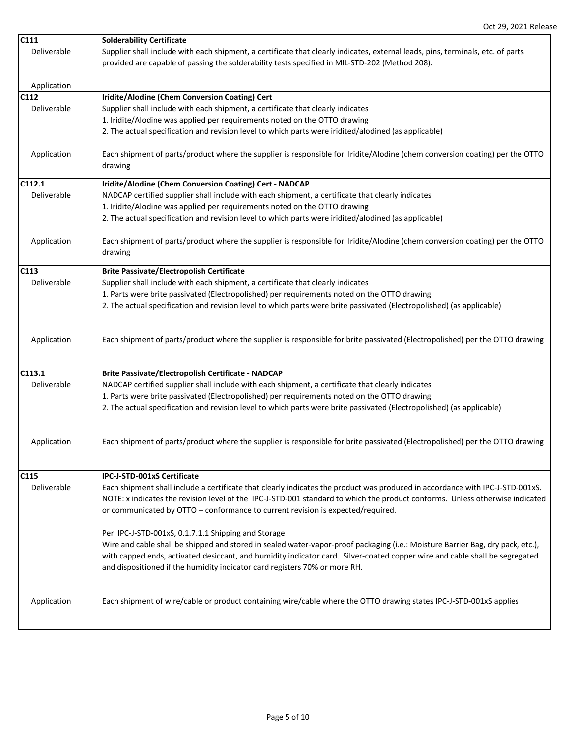| | |
|---|---|
| **C111** | **Solderability Certificate** |
| Deliverable | Supplier shall include with each shipment, a certificate that clearly indicates, external leads, pins, terminals, etc. of parts provided are capable of passing the solderability tests specified in MIL-STD-202 (Method 208). |
| Application | |
| **C112** | **Iridite/Alodine (Chem Conversion Coating) Cert** |
| Deliverable | Supplier shall include with each shipment, a certificate that clearly indicates<br>1. Iridite/Alodine was applied per requirements noted on the OTTO drawing<br>2. The actual specification and revision level to which parts were iridited/alodined (as applicable) |
| Application | Each shipment of parts/product where the supplier is responsible for Iridite/Alodine (chem conversion coating) per the OTTO drawing |
| **C112.1** | **Iridite/Alodine (Chem Conversion Coating) Cert - NADCAP** |
| Deliverable | NADCAP certified supplier shall include with each shipment, a certificate that clearly indicates<br>1. Iridite/Alodine was applied per requirements noted on the OTTO drawing<br>2. The actual specification and revision level to which parts were iridited/alodined (as applicable) |
| Application | Each shipment of parts/product where the supplier is responsible for Iridite/Alodine (chem conversion coating) per the OTTO drawing |
| **C113** | **Brite Passivate/Electropolish Certificate** |
| Deliverable | Supplier shall include with each shipment, a certificate that clearly indicates<br>1. Parts were brite passivated (Electropolished) per requirements noted on the OTTO drawing<br>2. The actual specification and revision level to which parts were brite passivated (Electropolished) (as applicable) |
| Application | Each shipment of parts/product where the supplier is responsible for brite passivated (Electropolished) per the OTTO drawing |
| **C113.1** | **Brite Passivate/Electropolish Certificate - NADCAP** |
| Deliverable | NADCAP certified supplier shall include with each shipment, a certificate that clearly indicates<br>1. Parts were brite passivated (Electropolished) per requirements noted on the OTTO drawing<br>2. The actual specification and revision level to which parts were brite passivated (Electropolished) (as applicable) |
| Application | Each shipment of parts/product where the supplier is responsible for brite passivated (Electropolished) per the OTTO drawing |
| **C115** | **IPC-J-STD-001xS Certificate** |
| Deliverable | Each shipment shall include a certificate that clearly indicates the product was produced in accordance with IPC-J-STD-001xS. NOTE: x indicates the revision level of the IPC-J-STD-001 standard to which the product conforms. Unless otherwise indicated or communicated by OTTO – conformance to current revision is expected/required.<br><br>Per IPC-J-STD-001xS, 0.1.7.1.1 Shipping and Storage<br>Wire and cable shall be shipped and stored in sealed water-vapor-proof packaging (i.e.: Moisture Barrier Bag, dry pack, etc.), with capped ends, activated desiccant, and humidity indicator card. Silver-coated copper wire and cable shall be segregated and dispositioned if the humidity indicator card registers 70% or more RH. |
| Application | Each shipment of wire/cable or product containing wire/cable where the OTTO drawing states IPC-J-STD-001xS applies |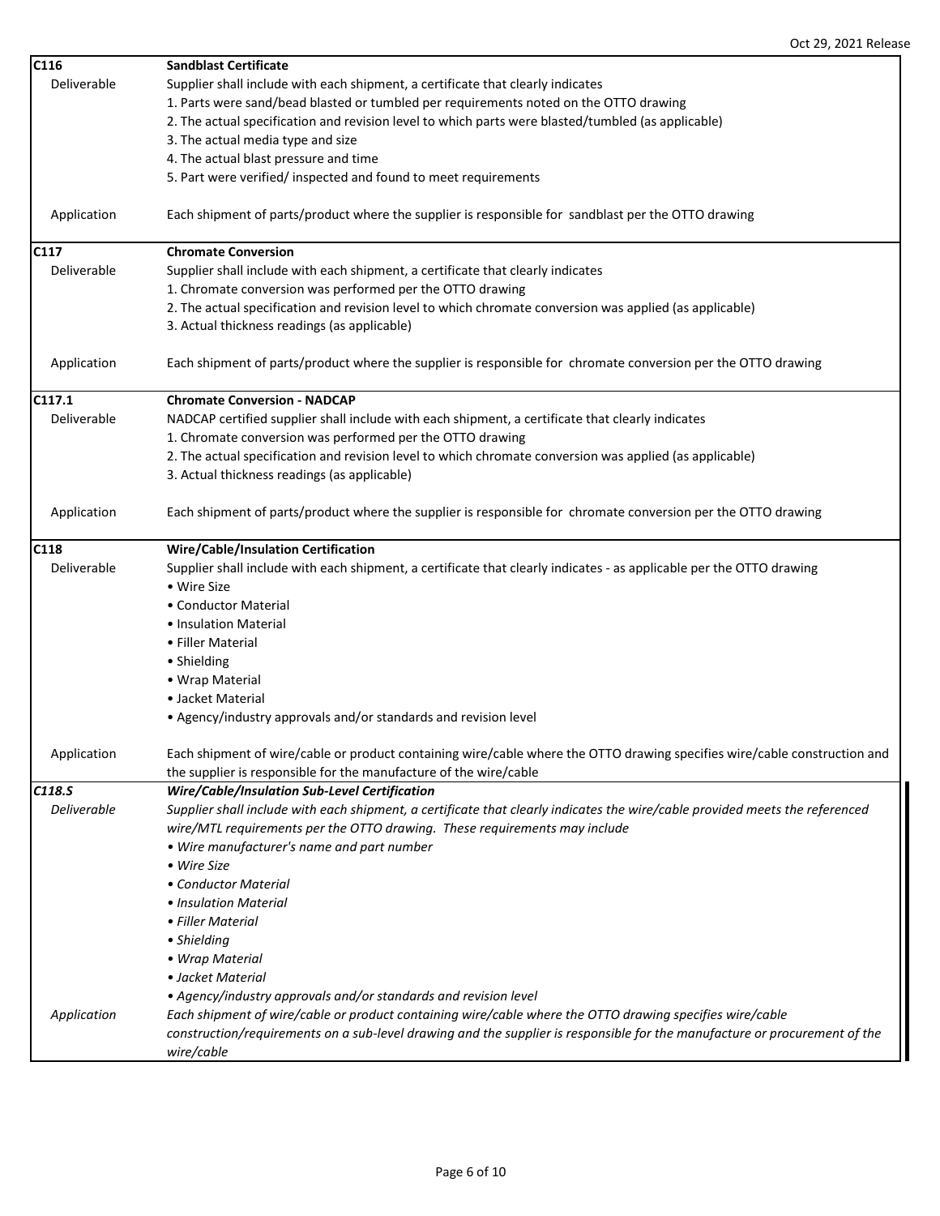| | |
|---|---|
| **C116** | **Sandblast Certificate** |
| Deliverable | Supplier shall include with each shipment, a certificate that clearly indicates<br>1. Parts were sand/bead blasted or tumbled per requirements noted on the OTTO drawing<br>2. The actual specification and revision level to which parts were blasted/tumbled (as applicable)<br>3. The actual media type and size<br>4. The actual blast pressure and time<br>5. Part were verified/ inspected and found to meet requirements |
| Application | Each shipment of parts/product where the supplier is responsible for sandblast per the OTTO drawing |
| **C117** | **Chromate Conversion** |
| Deliverable | Supplier shall include with each shipment, a certificate that clearly indicates<br>1. Chromate conversion was performed per the OTTO drawing<br>2. The actual specification and revision level to which chromate conversion was applied (as applicable)<br>3. Actual thickness readings (as applicable) |
| Application | Each shipment of parts/product where the supplier is responsible for chromate conversion per the OTTO drawing |
| **C117.1** | **Chromate Conversion - NADCAP** |
| Deliverable | NADCAP certified supplier shall include with each shipment, a certificate that clearly indicates<br>1. Chromate conversion was performed per the OTTO drawing<br>2. The actual specification and revision level to which chromate conversion was applied (as applicable)<br>3. Actual thickness readings (as applicable) |
| Application | Each shipment of parts/product where the supplier is responsible for chromate conversion per the OTTO drawing |
| **C118** | **Wire/Cable/Insulation Certification** |
| Deliverable | Supplier shall include with each shipment, a certificate that clearly indicates - as applicable per the OTTO drawing<br>• Wire Size<br>• Conductor Material<br>• Insulation Material<br>• Filler Material<br>• Shielding<br>• Wrap Material<br>• Jacket Material<br>• Agency/industry approvals and/or standards and revision level |
| Application | Each shipment of wire/cable or product containing wire/cable where the OTTO drawing specifies wire/cable construction and the supplier is responsible for the manufacture of the wire/cable |
| ***C118.S*** | ***Wire/Cable/Insulation Sub-Level Certification*** |
| *Deliverable* | *Supplier shall include with each shipment, a certificate that clearly indicates the wire/cable provided meets the referenced wire/MTL requirements per the OTTO drawing. These requirements may include*<br>*• Wire manufacturer's name and part number*<br>*• Wire Size*<br>*• Conductor Material*<br>*• Insulation Material*<br>*• Filler Material*<br>*• Shielding*<br>*• Wrap Material*<br>*• Jacket Material*<br>*• Agency/industry approvals and/or standards and revision level* |
| *Application* | *Each shipment of wire/cable or product containing wire/cable where the OTTO drawing specifies wire/cable construction/requirements on a sub-level drawing and the supplier is responsible for the manufacture or procurement of the wire/cable* |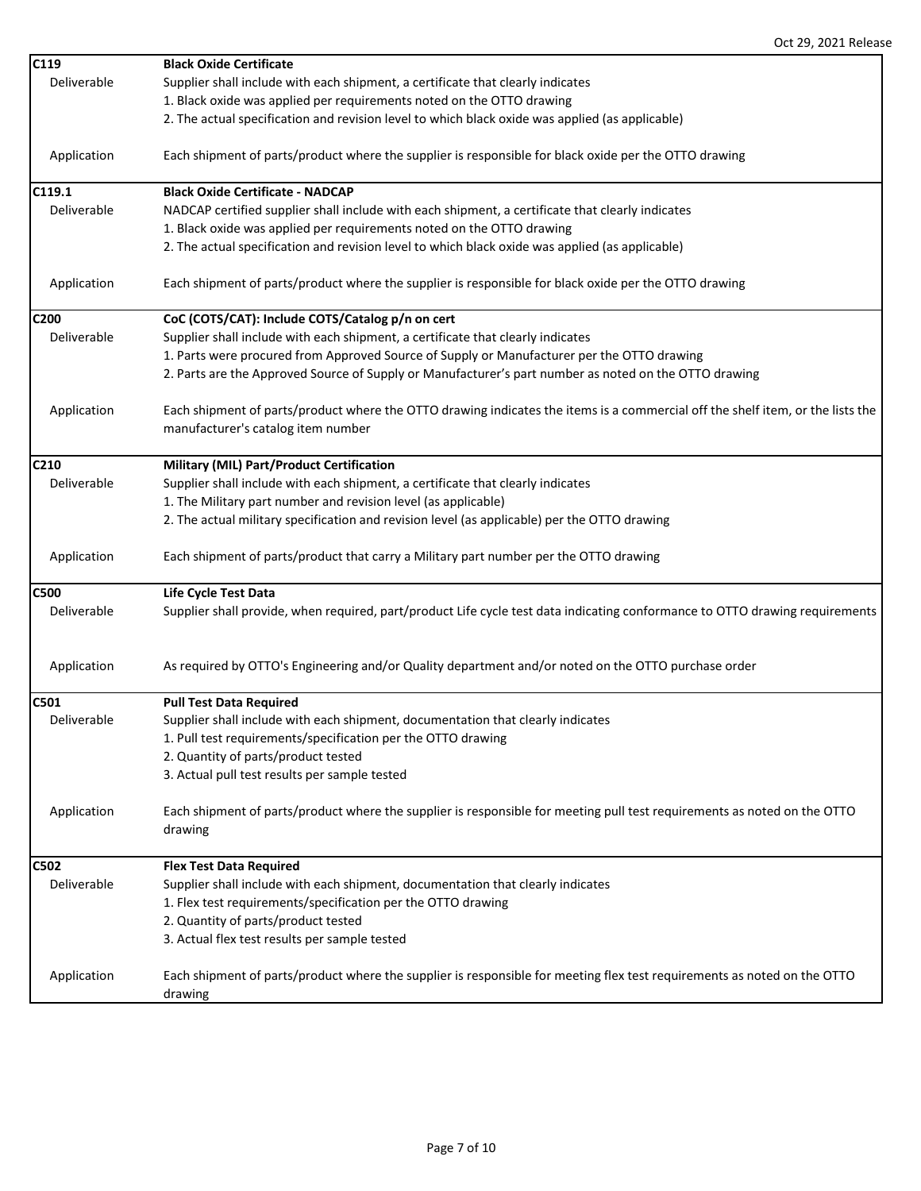| Code | Description |
| --- | --- |
| **C119** | **Black Oxide Certificate** |
| Deliverable | Supplier shall include with each shipment, a certificate that clearly indicates<br>1. Black oxide was applied per requirements noted on the OTTO drawing<br>2. The actual specification and revision level to which black oxide was applied (as applicable) |
| Application | Each shipment of parts/product where the supplier is responsible for black oxide per the OTTO drawing |
| **C119.1** | **Black Oxide Certificate - NADCAP** |
| Deliverable | NADCAP certified supplier shall include with each shipment, a certificate that clearly indicates<br>1. Black oxide was applied per requirements noted on the OTTO drawing<br>2. The actual specification and revision level to which black oxide was applied (as applicable) |
| Application | Each shipment of parts/product where the supplier is responsible for black oxide per the OTTO drawing |
| **C200** | **CoC (COTS/CAT): Include COTS/Catalog p/n on cert** |
| Deliverable | Supplier shall include with each shipment, a certificate that clearly indicates<br>1. Parts were procured from Approved Source of Supply or Manufacturer per the OTTO drawing<br>2. Parts are the Approved Source of Supply or Manufacturer's part number as noted on the OTTO drawing |
| Application | Each shipment of parts/product where the OTTO drawing indicates the items is a commercial off the shelf item, or the lists the manufacturer's catalog item number |
| **C210** | **Military (MIL) Part/Product Certification** |
| Deliverable | Supplier shall include with each shipment, a certificate that clearly indicates<br>1. The Military part number and revision level (as applicable)<br>2. The actual military specification and revision level (as applicable) per the OTTO drawing |
| Application | Each shipment of parts/product that carry a Military part number per the OTTO drawing |
| **C500** | **Life Cycle Test Data** |
| Deliverable | Supplier shall provide, when required, part/product Life cycle test data indicating conformance to OTTO drawing requirements |
| Application | As required by OTTO's Engineering and/or Quality department and/or noted on the OTTO purchase order |
| **C501** | **Pull Test Data Required** |
| Deliverable | Supplier shall include with each shipment, documentation that clearly indicates<br>1. Pull test requirements/specification per the OTTO drawing<br>2. Quantity of parts/product tested<br>3. Actual pull test results per sample tested |
| Application | Each shipment of parts/product where the supplier is responsible for meeting pull test requirements as noted on the OTTO drawing |
| **C502** | **Flex Test Data Required** |
| Deliverable | Supplier shall include with each shipment, documentation that clearly indicates<br>1. Flex test requirements/specification per the OTTO drawing<br>2. Quantity of parts/product tested<br>3. Actual flex test results per sample tested |
| Application | Each shipment of parts/product where the supplier is responsible for meeting flex test requirements as noted on the OTTO drawing |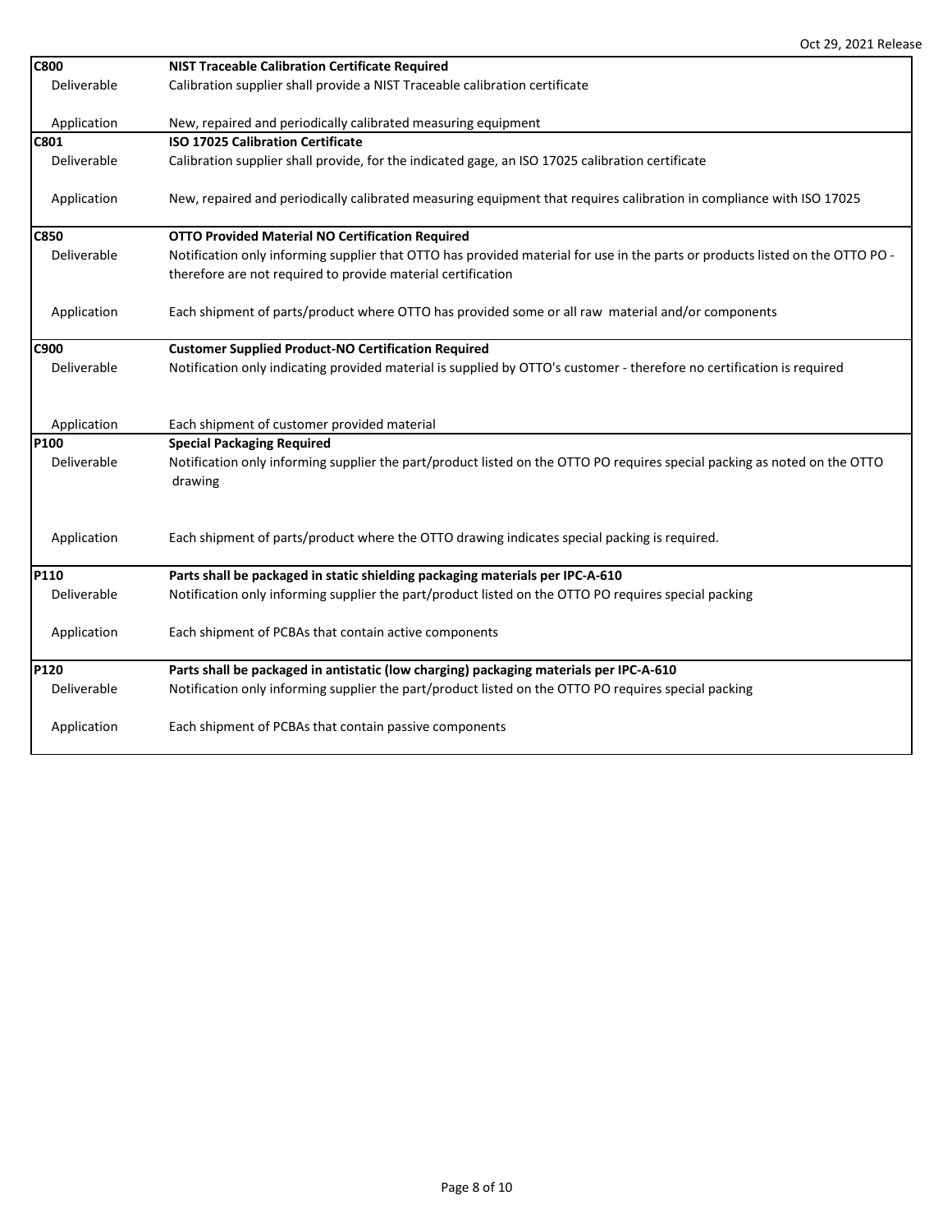| | |
|---|---|
| **C800** | **NIST Traceable Calibration Certificate Required** |
| Deliverable | Calibration supplier shall provide a NIST Traceable calibration certificate |
| Application | New, repaired and periodically calibrated measuring equipment |
| **C801** | **ISO 17025 Calibration Certificate** |
| Deliverable | Calibration supplier shall provide, for the indicated gage, an ISO 17025 calibration certificate |
| Application | New, repaired and periodically calibrated measuring equipment that requires calibration in compliance with ISO 17025 |
| **C850** | **OTTO Provided Material NO Certification Required** |
| Deliverable | Notification only informing supplier that OTTO has provided material for use in the parts or products listed on the OTTO PO - therefore are not required to provide material certification |
| Application | Each shipment of parts/product where OTTO has provided some or all raw material and/or components |
| **C900** | **Customer Supplied Product-NO Certification Required** |
| Deliverable | Notification only indicating provided material is supplied by OTTO's customer - therefore no certification is required |
| Application | Each shipment of customer provided material |
| **P100** | **Special Packaging Required** |
| Deliverable | Notification only informing supplier the part/product listed on the OTTO PO requires special packing as noted on the OTTO drawing |
| Application | Each shipment of parts/product where the OTTO drawing indicates special packing is required. |
| **P110** | **Parts shall be packaged in static shielding packaging materials per IPC-A-610** |
| Deliverable | Notification only informing supplier the part/product listed on the OTTO PO requires special packing |
| Application | Each shipment of PCBAs that contain active components |
| **P120** | **Parts shall be packaged in antistatic (low charging) packaging materials per IPC-A-610** |
| Deliverable | Notification only informing supplier the part/product listed on the OTTO PO requires special packing |
| Application | Each shipment of PCBAs that contain passive components |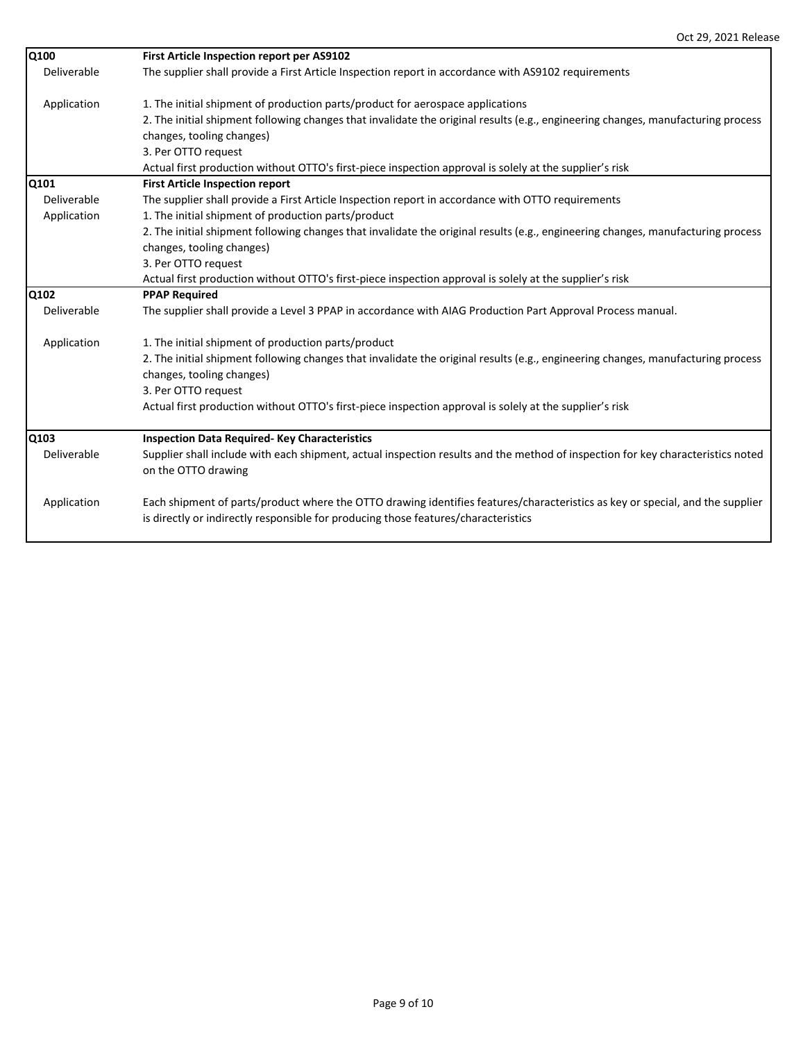| Code | Description |
|---|---|
| **Q100** | **First Article Inspection report per AS9102** |
| Deliverable | The supplier shall provide a First Article Inspection report in accordance with AS9102 requirements |
| Application | 1. The initial shipment of production parts/product for aerospace applications<br>2. The initial shipment following changes that invalidate the original results (e.g., engineering changes, manufacturing process changes, tooling changes)<br>3. Per OTTO request<br>Actual first production without OTTO's first-piece inspection approval is solely at the supplier's risk |
| **Q101** | **First Article Inspection report** |
| Deliverable | The supplier shall provide a First Article Inspection report in accordance with OTTO requirements |
| Application | 1. The initial shipment of production parts/product<br>2. The initial shipment following changes that invalidate the original results (e.g., engineering changes, manufacturing process changes, tooling changes)<br>3. Per OTTO request<br>Actual first production without OTTO's first-piece inspection approval is solely at the supplier's risk |
| **Q102** | **PPAP Required** |
| Deliverable | The supplier shall provide a Level 3 PPAP in accordance with AIAG Production Part Approval Process manual. |
| Application | 1. The initial shipment of production parts/product<br>2. The initial shipment following changes that invalidate the original results (e.g., engineering changes, manufacturing process changes, tooling changes)<br>3. Per OTTO request<br>Actual first production without OTTO's first-piece inspection approval is solely at the supplier's risk |
| **Q103** | **Inspection Data Required- Key Characteristics** |
| Deliverable | Supplier shall include with each shipment, actual inspection results and the method of inspection for key characteristics noted on the OTTO drawing |
| Application | Each shipment of parts/product where the OTTO drawing identifies features/characteristics as key or special, and the supplier is directly or indirectly responsible for producing those features/characteristics |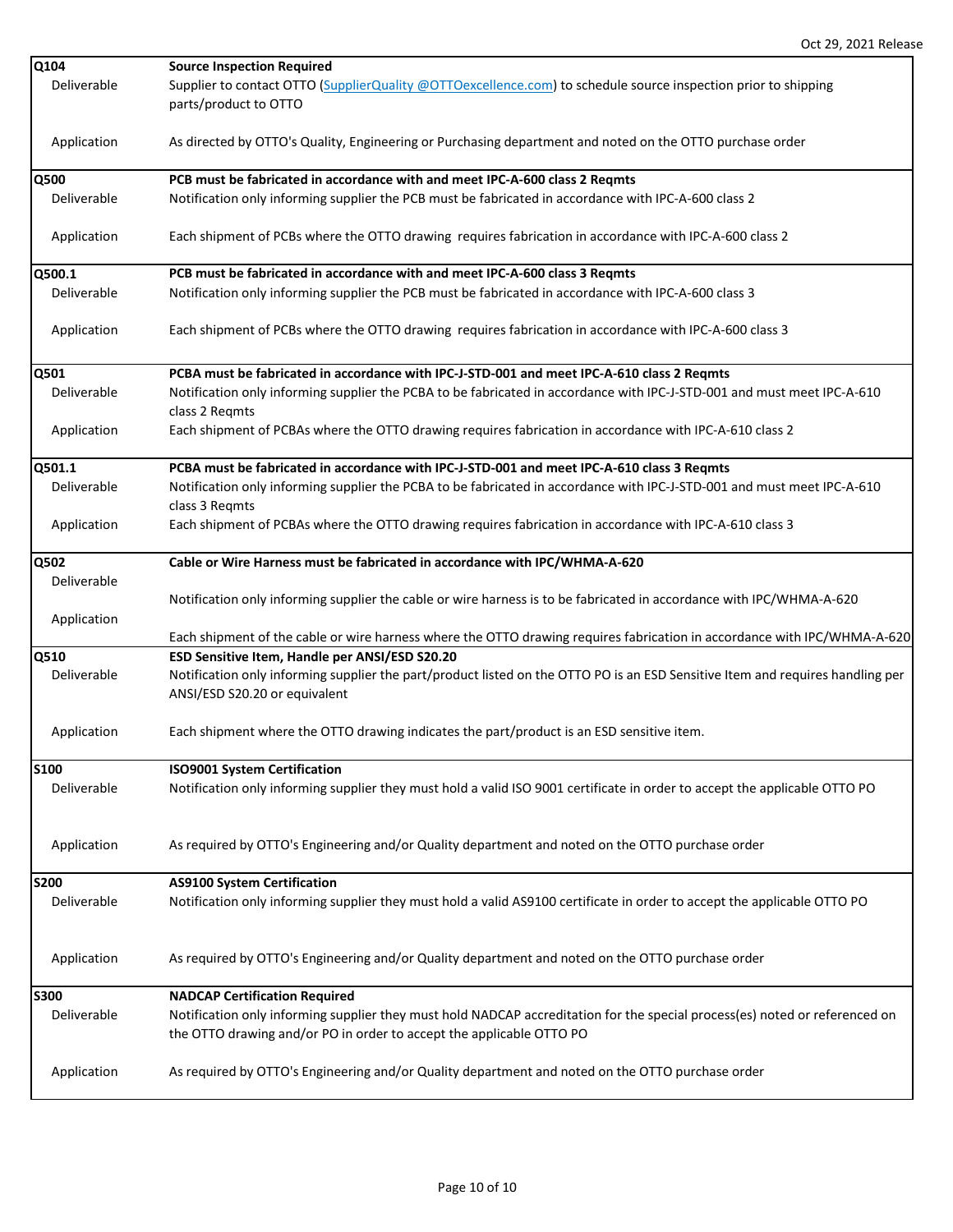| | |
|---|---|
| **Q104** | **Source Inspection Required** |
| Deliverable | Supplier to contact OTTO (SupplierQuality @OTTOexcellence.com) to schedule source inspection prior to shipping parts/product to OTTO |
| Application | As directed by OTTO's Quality, Engineering or Purchasing department and noted on the OTTO purchase order |
| **Q500** | **PCB must be fabricated in accordance with and meet IPC-A-600 class 2 Reqmts** |
| Deliverable | Notification only informing supplier the PCB must be fabricated in accordance with IPC-A-600 class 2 |
| Application | Each shipment of PCBs where the OTTO drawing requires fabrication in accordance with IPC-A-600 class 2 |
| **Q500.1** | **PCB must be fabricated in accordance with and meet IPC-A-600 class 3 Reqmts** |
| Deliverable | Notification only informing supplier the PCB must be fabricated in accordance with IPC-A-600 class 3 |
| Application | Each shipment of PCBs where the OTTO drawing requires fabrication in accordance with IPC-A-600 class 3 |
| **Q501** | **PCBA must be fabricated in accordance with IPC-J-STD-001 and meet IPC-A-610 class 2 Reqmts** |
| Deliverable | Notification only informing supplier the PCBA to be fabricated in accordance with IPC-J-STD-001 and must meet IPC-A-610 class 2 Reqmts |
| Application | Each shipment of PCBAs where the OTTO drawing requires fabrication in accordance with IPC-A-610 class 2 |
| **Q501.1** | **PCBA must be fabricated in accordance with IPC-J-STD-001 and meet IPC-A-610 class 3 Reqmts** |
| Deliverable | Notification only informing supplier the PCBA to be fabricated in accordance with IPC-J-STD-001 and must meet IPC-A-610 class 3 Reqmts |
| Application | Each shipment of PCBAs where the OTTO drawing requires fabrication in accordance with IPC-A-610 class 3 |
| **Q502** | **Cable or Wire Harness must be fabricated in accordance with IPC/WHMA-A-620** |
| Deliverable | Notification only informing supplier the cable or wire harness is to be fabricated in accordance with IPC/WHMA-A-620 |
| Application | Each shipment of the cable or wire harness where the OTTO drawing requires fabrication in accordance with IPC/WHMA-A-620 |
| **Q510** | **ESD Sensitive Item, Handle per ANSI/ESD S20.20** |
| Deliverable | Notification only informing supplier the part/product listed on the OTTO PO is an ESD Sensitive Item and requires handling per ANSI/ESD S20.20 or equivalent |
| Application | Each shipment where the OTTO drawing indicates the part/product is an ESD sensitive item. |
| **S100** | **ISO9001 System Certification** |
| Deliverable | Notification only informing supplier they must hold a valid ISO 9001 certificate in order to accept the applicable OTTO PO |
| Application | As required by OTTO's Engineering and/or Quality department and noted on the OTTO purchase order |
| **S200** | **AS9100 System Certification** |
| Deliverable | Notification only informing supplier they must hold a valid AS9100 certificate in order to accept the applicable OTTO PO |
| Application | As required by OTTO's Engineering and/or Quality department and noted on the OTTO purchase order |
| **S300** | **NADCAP Certification Required** |
| Deliverable | Notification only informing supplier they must hold NADCAP accreditation for the special process(es) noted or referenced on the OTTO drawing and/or PO in order to accept the applicable OTTO PO |
| Application | As required by OTTO's Engineering and/or Quality department and noted on the OTTO purchase order |